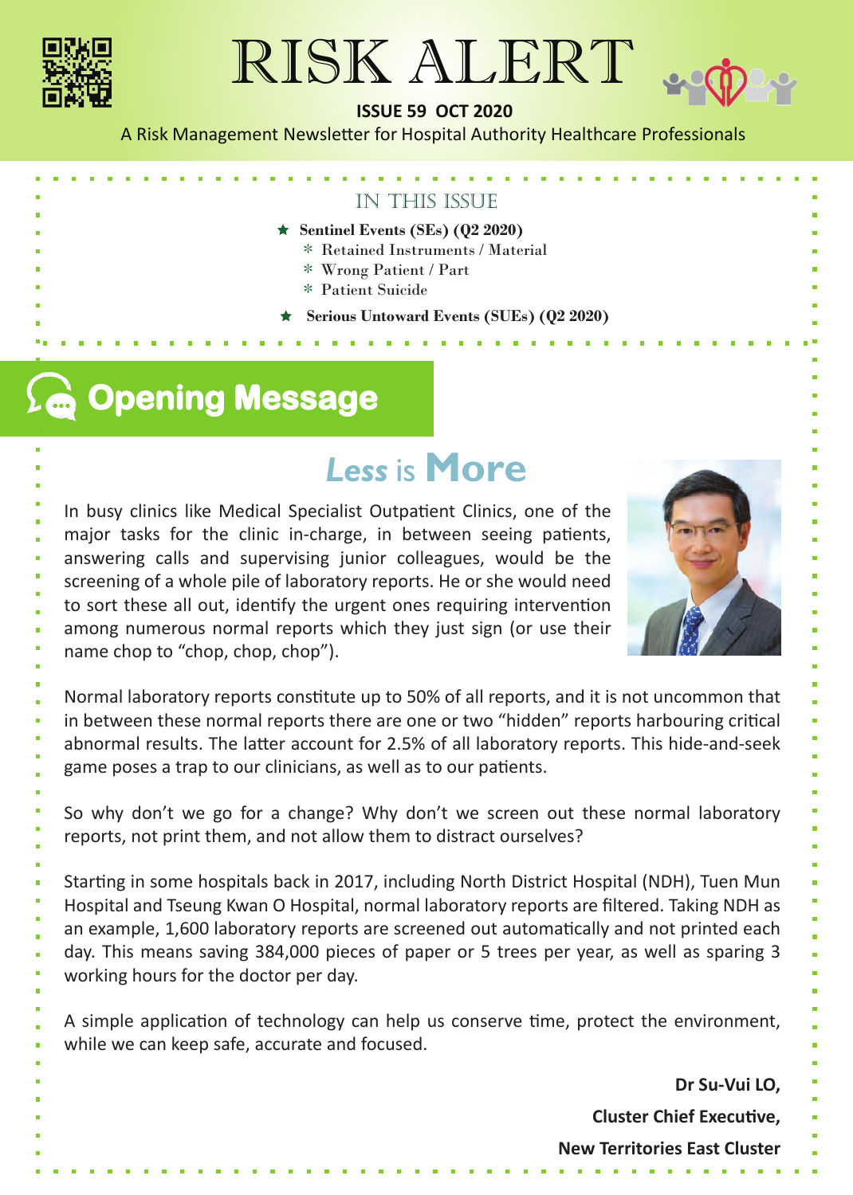# RISK ALERT

**ISSUE 59 OCT 2020**

A Risk Management Newsletter for Hospital Authority Healthcare Professionals

## IN THIS ISSUE

- **Sentinel Events (SEs) (Q2 2020)**
  - Retained Instruments / Material
  - Wrong Patient / Part
  - Patient Suicide
- **Serious Untoward Events (SUEs) (Q2 2020)**

## Opening Message

### *Less* is **More**

In busy clinics like Medical Specialist Outpatient Clinics, one of the major tasks for the clinic in-charge, in between seeing patients, answering calls and supervising junior colleagues, would be the screening of a whole pile of laboratory reports. He or she would need to sort these all out, identify the urgent ones requiring intervention among numerous normal reports which they just sign (or use their name chop to "chop, chop, chop").

Normal laboratory reports constitute up to 50% of all reports, and it is not uncommon that in between these normal reports there are one or two "hidden" reports harbouring critical abnormal results. The latter account for 2.5% of all laboratory reports. This hide-and-seek game poses a trap to our clinicians, as well as to our patients.

So why don't we go for a change? Why don't we screen out these normal laboratory reports, not print them, and not allow them to distract ourselves?

Starting in some hospitals back in 2017, including North District Hospital (NDH), Tuen Mun Hospital and Tseung Kwan O Hospital, normal laboratory reports are filtered. Taking NDH as an example, 1,600 laboratory reports are screened out automatically and not printed each day. This means saving 384,000 pieces of paper or 5 trees per year, as well as sparing 3 working hours for the doctor per day.

A simple application of technology can help us conserve time, protect the environment, while we can keep safe, accurate and focused.

**Dr Su-Vui LO,**
**Cluster Chief Executive,**
**New Territories East Cluster**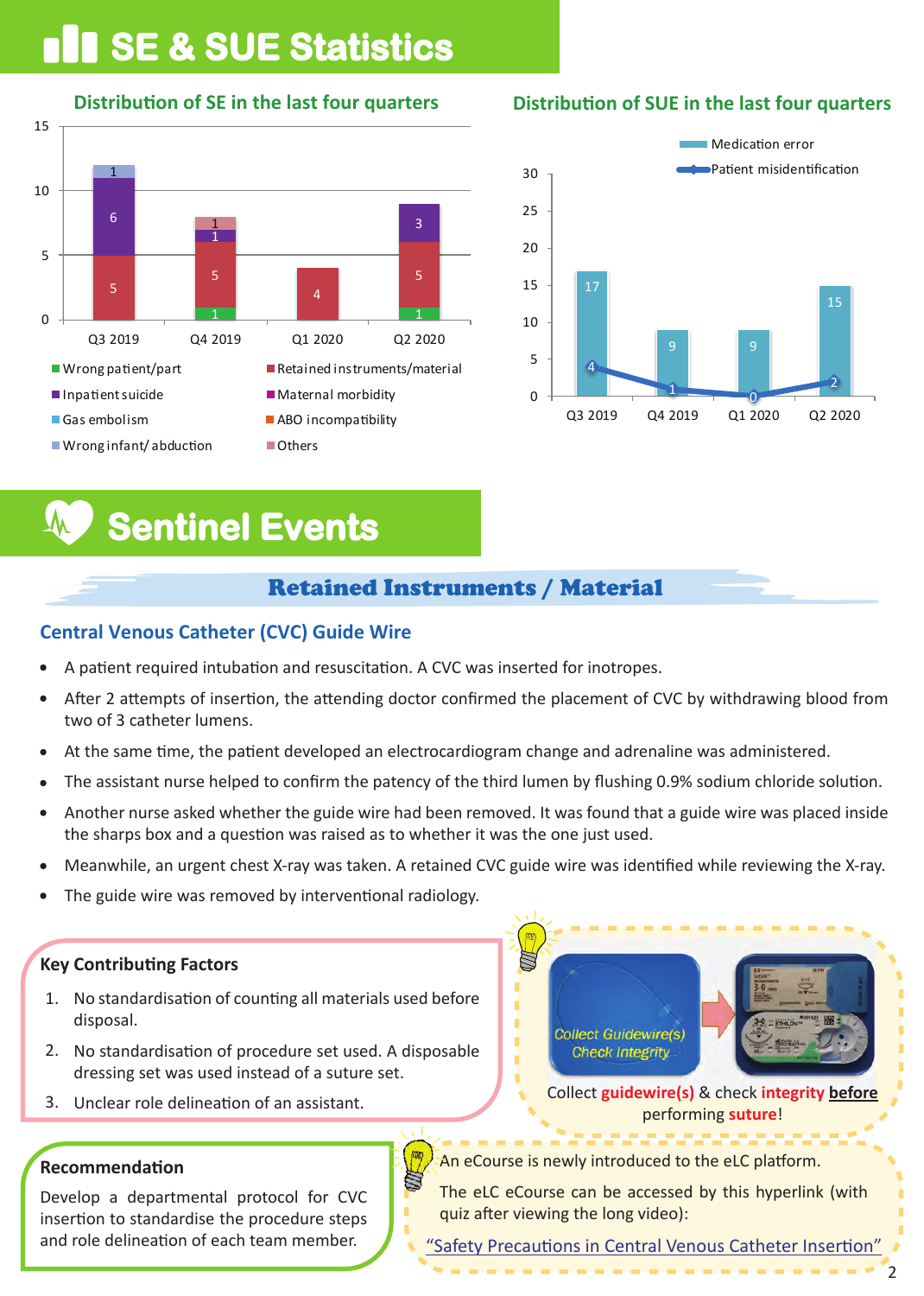# SE & SUE Statistics

## Distribution of SE in the last four quarters

| Category | Q3 2019 | Q4 2019 | Q1 2020 | Q2 2020 |
|---|---|---|---|---|
| Wrong patient/part | | 1 | | 1 |
| Retained instruments/material | 5 | 5 | 4 | 5 |
| Inpatient suicide | 6 | 1 | | 3 |
| Wrong infant/ abduction | 1 | | | |
| Others | | 1 | | |

Legend: Wrong patient/part; Retained instruments/material; Inpatient suicide; Maternal morbidity; Gas embolism; ABO incompatibility; Wrong infant/ abduction; Others

## Distribution of SUE in the last four quarters

| Category | Q3 2019 | Q4 2019 | Q1 2020 | Q2 2020 |
|---|---|---|---|---|
| Medication error | 17 | 9 | 9 | 15 |
| Patient misidentification | 4 | 1 | 0 | 2 |

# Sentinel Events

## Retained Instruments / Material

### Central Venous Catheter (CVC) Guide Wire

- A patient required intubation and resuscitation. A CVC was inserted for inotropes.
- After 2 attempts of insertion, the attending doctor confirmed the placement of CVC by withdrawing blood from two of 3 catheter lumens.
- At the same time, the patient developed an electrocardiogram change and adrenaline was administered.
- The assistant nurse helped to confirm the patency of the third lumen by flushing 0.9% sodium chloride solution.
- Another nurse asked whether the guide wire had been removed. It was found that a guide wire was placed inside the sharps box and a question was raised as to whether it was the one just used.
- Meanwhile, an urgent chest X-ray was taken. A retained CVC guide wire was identified while reviewing the X-ray.
- The guide wire was removed by interventional radiology.

**Key Contributing Factors**

1. No standardisation of counting all materials used before disposal.
2. No standardisation of procedure set used. A disposable dressing set was used instead of a suture set.
3. Unclear role delineation of an assistant.

Collect Guidewire(s) Check Integrity

Collect **guidewire(s)** & check **integrity** **before** performing **suture**!

**Recommendation**

Develop a departmental protocol for CVC insertion to standardise the procedure steps and role delineation of each team member.

An eCourse is newly introduced to the eLC platform.

The eLC eCourse can be accessed by this hyperlink (with quiz after viewing the long video):

"Safety Precautions in Central Venous Catheter Insertion"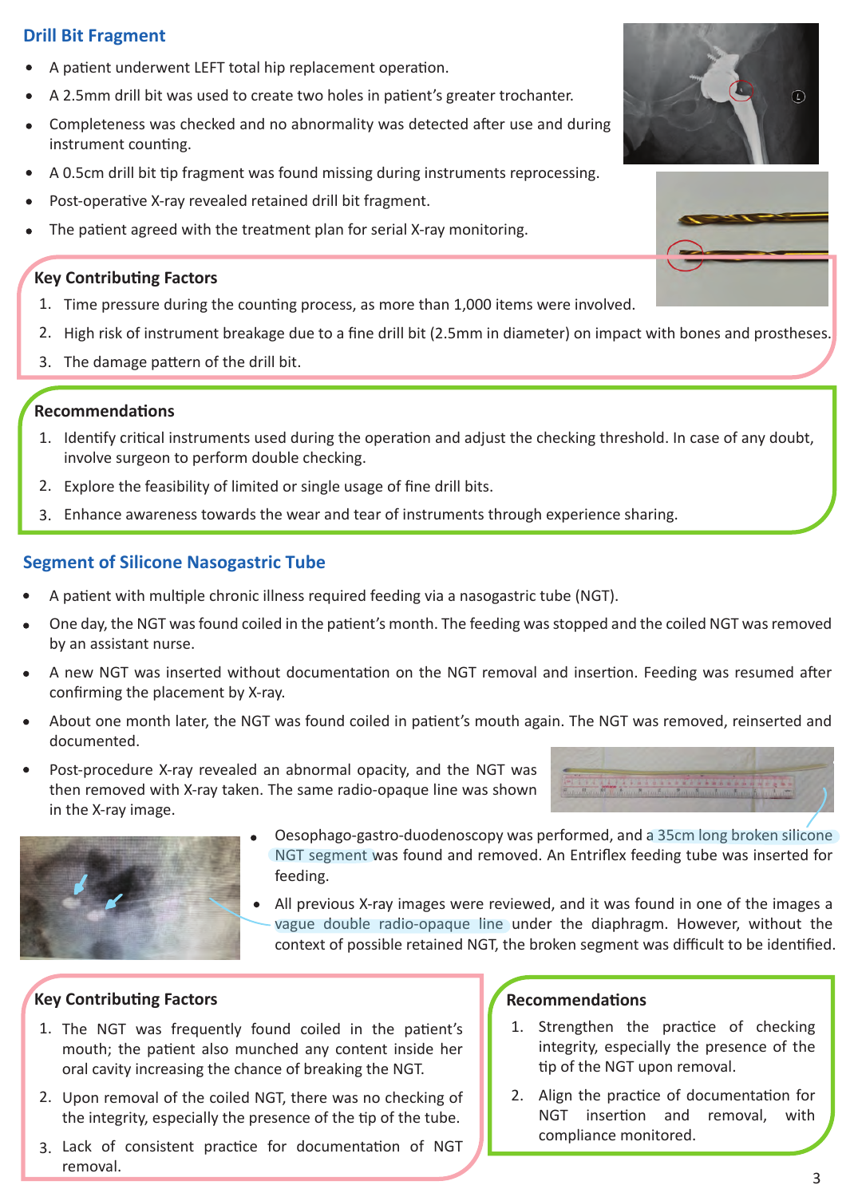## Drill Bit Fragment

- A patient underwent LEFT total hip replacement operation.
- A 2.5mm drill bit was used to create two holes in patient's greater trochanter.
- Completeness was checked and no abnormality was detected after use and during instrument counting.
- A 0.5cm drill bit tip fragment was found missing during instruments reprocessing.
- Post-operative X-ray revealed retained drill bit fragment.
- The patient agreed with the treatment plan for serial X-ray monitoring.

### Key Contributing Factors

1. Time pressure during the counting process, as more than 1,000 items were involved.
2. High risk of instrument breakage due to a fine drill bit (2.5mm in diameter) on impact with bones and prostheses.
3. The damage pattern of the drill bit.

### Recommendations

1. Identify critical instruments used during the operation and adjust the checking threshold. In case of any doubt, involve surgeon to perform double checking.
2. Explore the feasibility of limited or single usage of fine drill bits.
3. Enhance awareness towards the wear and tear of instruments through experience sharing.

## Segment of Silicone Nasogastric Tube

- A patient with multiple chronic illness required feeding via a nasogastric tube (NGT).
- One day, the NGT was found coiled in the patient's month. The feeding was stopped and the coiled NGT was removed by an assistant nurse.
- A new NGT was inserted without documentation on the NGT removal and insertion. Feeding was resumed after confirming the placement by X-ray.
- About one month later, the NGT was found coiled in patient's mouth again. The NGT was removed, reinserted and documented.
- Post-procedure X-ray revealed an abnormal opacity, and the NGT was then removed with X-ray taken. The same radio-opaque line was shown in the X-ray image.
- Oesophago-gastro-duodenoscopy was performed, and a 35cm long broken silicone NGT segment was found and removed. An Entriflex feeding tube was inserted for feeding.
- All previous X-ray images were reviewed, and it was found in one of the images a vague double radio-opaque line under the diaphragm. However, without the context of possible retained NGT, the broken segment was difficult to be identified.

### Key Contributing Factors

1. The NGT was frequently found coiled in the patient's mouth; the patient also munched any content inside her oral cavity increasing the chance of breaking the NGT.
2. Upon removal of the coiled NGT, there was no checking of the integrity, especially the presence of the tip of the tube.
3. Lack of consistent practice for documentation of NGT removal.

### Recommendations

1. Strengthen the practice of checking integrity, especially the presence of the tip of the NGT upon removal.
2. Align the practice of documentation for NGT insertion and removal, with compliance monitored.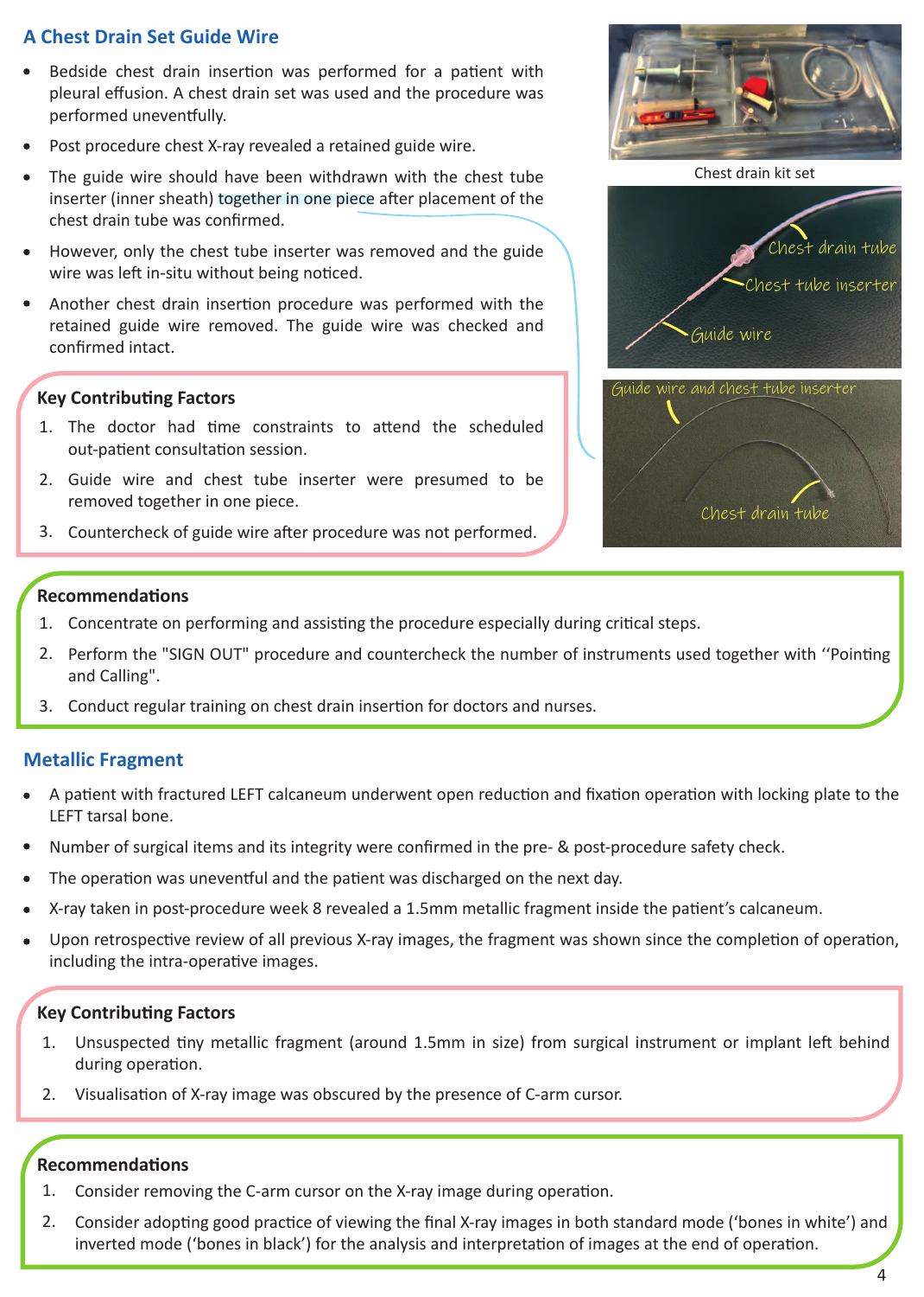## A Chest Drain Set Guide Wire

- Bedside chest drain insertion was performed for a patient with pleural effusion. A chest drain set was used and the procedure was performed uneventfully.
- Post procedure chest X-ray revealed a retained guide wire.
- The guide wire should have been withdrawn with the chest tube inserter (inner sheath) together in one piece after placement of the chest drain tube was confirmed.
- However, only the chest tube inserter was removed and the guide wire was left in-situ without being noticed.
- Another chest drain insertion procedure was performed with the retained guide wire removed. The guide wire was checked and confirmed intact.

Chest drain kit set

Chest drain tube

Chest tube inserter

Guide wire

Guide wire and chest tube inserter

Chest drain tube

### Key Contributing Factors

1. The doctor had time constraints to attend the scheduled out-patient consultation session.
2. Guide wire and chest tube inserter were presumed to be removed together in one piece.
3. Countercheck of guide wire after procedure was not performed.

### Recommendations

1. Concentrate on performing and assisting the procedure especially during critical steps.
2. Perform the "SIGN OUT" procedure and countercheck the number of instruments used together with ''Pointing and Calling".
3. Conduct regular training on chest drain insertion for doctors and nurses.

## Metallic Fragment

- A patient with fractured LEFT calcaneum underwent open reduction and fixation operation with locking plate to the LEFT tarsal bone.
- Number of surgical items and its integrity were confirmed in the pre- & post-procedure safety check.
- The operation was uneventful and the patient was discharged on the next day.
- X-ray taken in post-procedure week 8 revealed a 1.5mm metallic fragment inside the patient's calcaneum.
- Upon retrospective review of all previous X-ray images, the fragment was shown since the completion of operation, including the intra-operative images.

### Key Contributing Factors

1. Unsuspected tiny metallic fragment (around 1.5mm in size) from surgical instrument or implant left behind during operation.
2. Visualisation of X-ray image was obscured by the presence of C-arm cursor.

### Recommendations

1. Consider removing the C-arm cursor on the X-ray image during operation.
2. Consider adopting good practice of viewing the final X-ray images in both standard mode ('bones in white') and inverted mode ('bones in black') for the analysis and interpretation of images at the end of operation.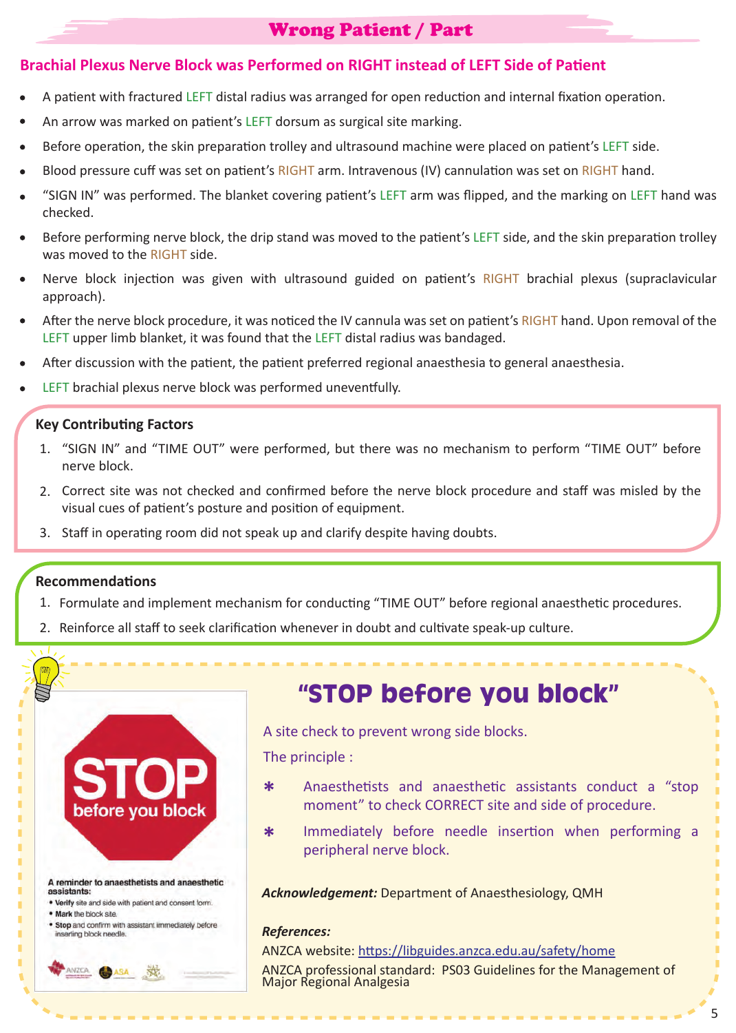# Wrong Patient / Part

## Brachial Plexus Nerve Block was Performed on RIGHT instead of LEFT Side of Patient

- A patient with fractured LEFT distal radius was arranged for open reduction and internal fixation operation.
- An arrow was marked on patient's LEFT dorsum as surgical site marking.
- Before operation, the skin preparation trolley and ultrasound machine were placed on patient's LEFT side.
- Blood pressure cuff was set on patient's RIGHT arm. Intravenous (IV) cannulation was set on RIGHT hand.
- "SIGN IN" was performed. The blanket covering patient's LEFT arm was flipped, and the marking on LEFT hand was checked.
- Before performing nerve block, the drip stand was moved to the patient's LEFT side, and the skin preparation trolley was moved to the RIGHT side.
- Nerve block injection was given with ultrasound guided on patient's RIGHT brachial plexus (supraclavicular approach).
- After the nerve block procedure, it was noticed the IV cannula was set on patient's RIGHT hand. Upon removal of the LEFT upper limb blanket, it was found that the LEFT distal radius was bandaged.
- After discussion with the patient, the patient preferred regional anaesthesia to general anaesthesia.
- LEFT brachial plexus nerve block was performed uneventfully.

### Key Contributing Factors

1. "SIGN IN" and "TIME OUT" were performed, but there was no mechanism to perform "TIME OUT" before nerve block.
2. Correct site was not checked and confirmed before the nerve block procedure and staff was misled by the visual cues of patient's posture and position of equipment.
3. Staff in operating room did not speak up and clarify despite having doubts.

### Recommendations

1. Formulate and implement mechanism for conducting "TIME OUT" before regional anaesthetic procedures.
2. Reinforce all staff to seek clarification whenever in doubt and cultivate speak-up culture.

## "STOP before you block"

STOP before you block

A reminder to anaesthetists and anaesthetic assistants:
- **Verify** site and side with patient and consent form.
- **Mark** the block site.
- **Stop** and confirm with assistant immediately before inserting block needle.

A site check to prevent wrong side blocks.

The principle :

- Anaesthetists and anaesthetic assistants conduct a "stop moment" to check CORRECT site and side of procedure.
- Immediately before needle insertion when performing a peripheral nerve block.

***Acknowledgement:*** Department of Anaesthesiology, QMH

***References:***

ANZCA website: https://libguides.anzca.edu.au/safety/home

ANZCA professional standard: PS03 Guidelines for the Management of Major Regional Analgesia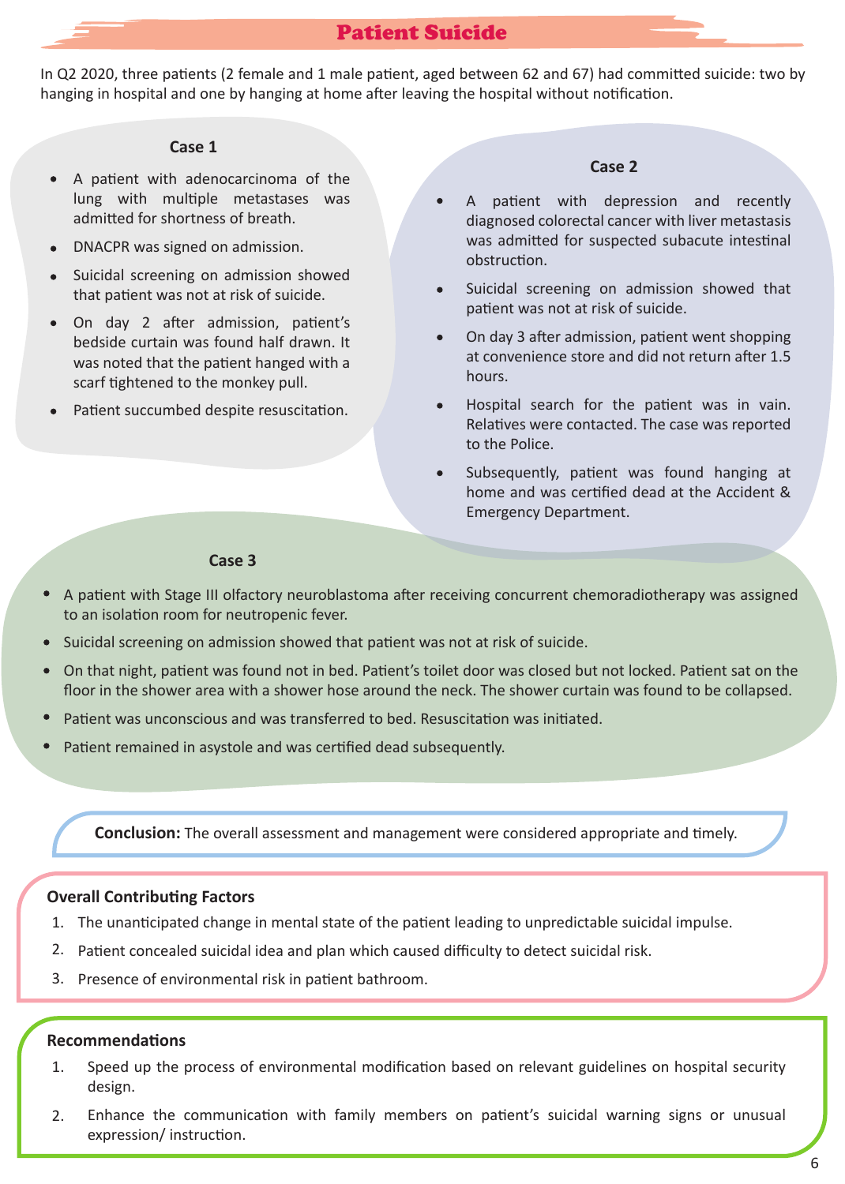# Patient Suicide

In Q2 2020, three patients (2 female and 1 male patient, aged between 62 and 67) had committed suicide: two by hanging in hospital and one by hanging at home after leaving the hospital without notification.

### Case 1

- A patient with adenocarcinoma of the lung with multiple metastases was admitted for shortness of breath.
- DNACPR was signed on admission.
- Suicidal screening on admission showed that patient was not at risk of suicide.
- On day 2 after admission, patient's bedside curtain was found half drawn. It was noted that the patient hanged with a scarf tightened to the monkey pull.
- Patient succumbed despite resuscitation.

### Case 2

- A patient with depression and recently diagnosed colorectal cancer with liver metastasis was admitted for suspected subacute intestinal obstruction.
- Suicidal screening on admission showed that patient was not at risk of suicide.
- On day 3 after admission, patient went shopping at convenience store and did not return after 1.5 hours.
- Hospital search for the patient was in vain. Relatives were contacted. The case was reported to the Police.
- Subsequently, patient was found hanging at home and was certified dead at the Accident & Emergency Department.

### Case 3

- A patient with Stage III olfactory neuroblastoma after receiving concurrent chemoradiotherapy was assigned to an isolation room for neutropenic fever.
- Suicidal screening on admission showed that patient was not at risk of suicide.
- On that night, patient was found not in bed. Patient's toilet door was closed but not locked. Patient sat on the floor in the shower area with a shower hose around the neck. The shower curtain was found to be collapsed.
- Patient was unconscious and was transferred to bed. Resuscitation was initiated.
- Patient remained in asystole and was certified dead subsequently.

**Conclusion:** The overall assessment and management were considered appropriate and timely.

### Overall Contributing Factors

1. The unanticipated change in mental state of the patient leading to unpredictable suicidal impulse.
2. Patient concealed suicidal idea and plan which caused difficulty to detect suicidal risk.
3. Presence of environmental risk in patient bathroom.

### Recommendations

1. Speed up the process of environmental modification based on relevant guidelines on hospital security design.
2. Enhance the communication with family members on patient's suicidal warning signs or unusual expression/ instruction.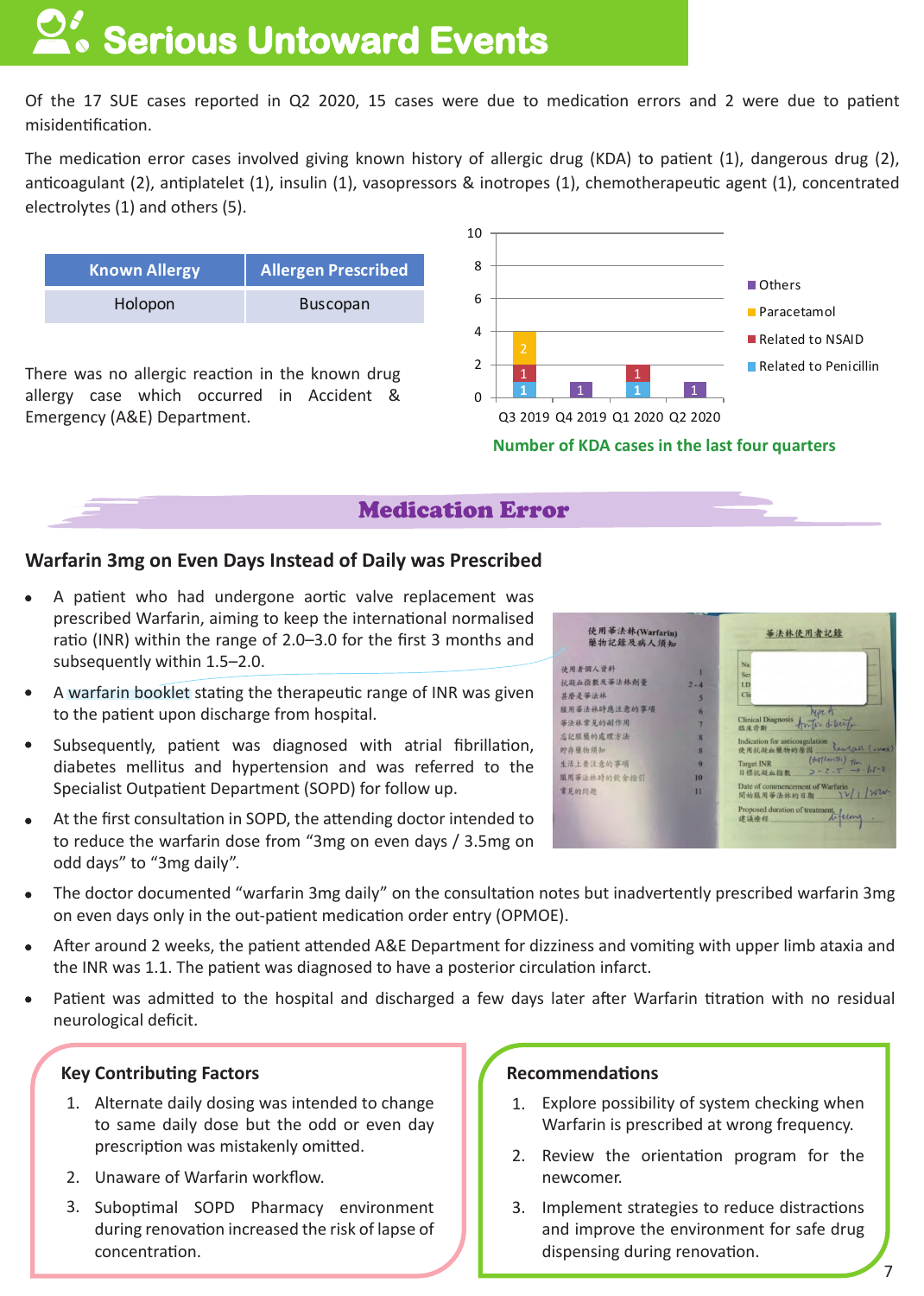# Serious Untoward Events

Of the 17 SUE cases reported in Q2 2020, 15 cases were due to medication errors and 2 were due to patient misidentification.

The medication error cases involved giving known history of allergic drug (KDA) to patient (1), dangerous drug (2), anticoagulant (2), antiplatelet (1), insulin (1), vasopressors & inotropes (1), chemotherapeutic agent (1), concentrated electrolytes (1) and others (5).

| Known Allergy | Allergen Prescribed |
|---|---|
| Holopon | Buscopan |

There was no allergic reaction in the known drug allergy case which occurred in Accident & Emergency (A&E) Department.

| | Q3 2019 | Q4 2019 | Q1 2020 | Q2 2020 |
|---|---|---|---|---|
| Related to Penicillin | 1 | | 1 | |
| Related to NSAID | 1 | | 1 | |
| Paracetamol | 2 | | | |
| Others | | 1 | | 1 |

Number of KDA cases in the last four quarters

## Medication Error

### Warfarin 3mg on Even Days Instead of Daily was Prescribed

- A patient who had undergone aortic valve replacement was prescribed Warfarin, aiming to keep the international normalised ratio (INR) within the range of 2.0–3.0 for the first 3 months and subsequently within 1.5–2.0.
- A warfarin booklet stating the therapeutic range of INR was given to the patient upon discharge from hospital.
- Subsequently, patient was diagnosed with atrial fibrillation, diabetes mellitus and hypertension and was referred to the Specialist Outpatient Department (SOPD) for follow up.
- At the first consultation in SOPD, the attending doctor intended to to reduce the warfarin dose from "3mg on even days / 3.5mg on odd days" to "3mg daily".
- The doctor documented "warfarin 3mg daily" on the consultation notes but inadvertently prescribed warfarin 3mg on even days only in the out-patient medication order entry (OPMOE).
- After around 2 weeks, the patient attended A&E Department for dizziness and vomiting with upper limb ataxia and the INR was 1.1. The patient was diagnosed to have a posterior circulation infarct.
- Patient was admitted to the hospital and discharged a few days later after Warfarin titration with no residual neurological deficit.

#### Key Contributing Factors

1. Alternate daily dosing was intended to change to same daily dose but the odd or even day prescription was mistakenly omitted.
2. Unaware of Warfarin workflow.
3. Suboptimal SOPD Pharmacy environment during renovation increased the risk of lapse of concentration.

#### Recommendations

1. Explore possibility of system checking when Warfarin is prescribed at wrong frequency.
2. Review the orientation program for the newcomer.
3. Implement strategies to reduce distractions and improve the environment for safe drug dispensing during renovation.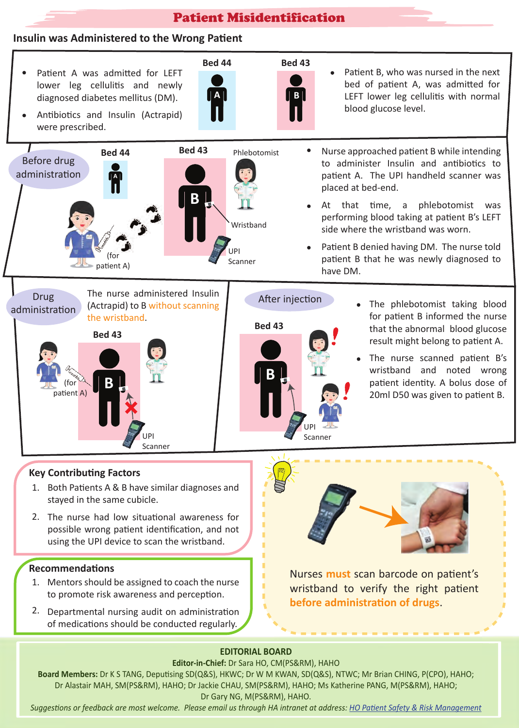# Patient Misidentification

## Insulin was Administered to the Wrong Patient

- Patient A was admitted for LEFT lower leg cellulitis and newly diagnosed diabetes mellitus (DM).
- Antibiotics and Insulin (Actrapid) were prescribed.

Bed 44

Bed 43

- Patient B, who was nursed in the next bed of patient A, was admitted for LEFT lower leg cellulitis with normal blood glucose level.

### Before drug administration

Bed 44

Bed 43

Phlebotomist

Wristband

(for patient A)

UPI Scanner

- Nurse approached patient B while intending to administer Insulin and antibiotics to patient A. The UPI handheld scanner was placed at bed-end.
- At that time, a phlebotomist was performing blood taking at patient B's LEFT side where the wristband was worn.
- Patient B denied having DM. The nurse told patient B that he was newly diagnosed to have DM.

### Drug administration

The nurse administered Insulin (Actrapid) to B **without scanning the wristband**.

Bed 43

(for patient A)

UPI Scanner

### After injection

Bed 43

UPI Scanner

- The phlebotomist taking blood for patient B informed the nurse that the abnormal blood glucose result might belong to patient A.
- The nurse scanned patient B's wristband and noted wrong patient identity. A bolus dose of 20ml D50 was given to patient B.

### Key Contributing Factors

1. Both Patients A & B have similar diagnoses and stayed in the same cubicle.
2. The nurse had low situational awareness for possible wrong patient identification, and not using the UPI device to scan the wristband.

### Recommendations

1. Mentors should be assigned to coach the nurse to promote risk awareness and perception.
2. Departmental nursing audit on administration of medications should be conducted regularly.

Nurses **must** scan barcode on patient's wristband to verify the right patient **before administration of drugs**.

---

**EDITORIAL BOARD**

**Editor-in-Chief:** Dr Sara HO, CM(PS&RM), HAHO

**Board Members:** Dr K S TANG, Deputising SD(Q&S), HKWC; Dr W M KWAN, SD(Q&S), NTWC; Mr Brian CHING, P(CPO), HAHO; Dr Alastair MAH, SM(PS&RM), HAHO; Dr Jackie CHAU, SM(PS&RM), HAHO; Ms Katherine PANG, M(PS&RM), HAHO; Dr Gary NG, M(PS&RM), HAHO.

*Suggestions or feedback are most welcome. Please email us through HA intranet at address: HO Patient Safety & Risk Management*